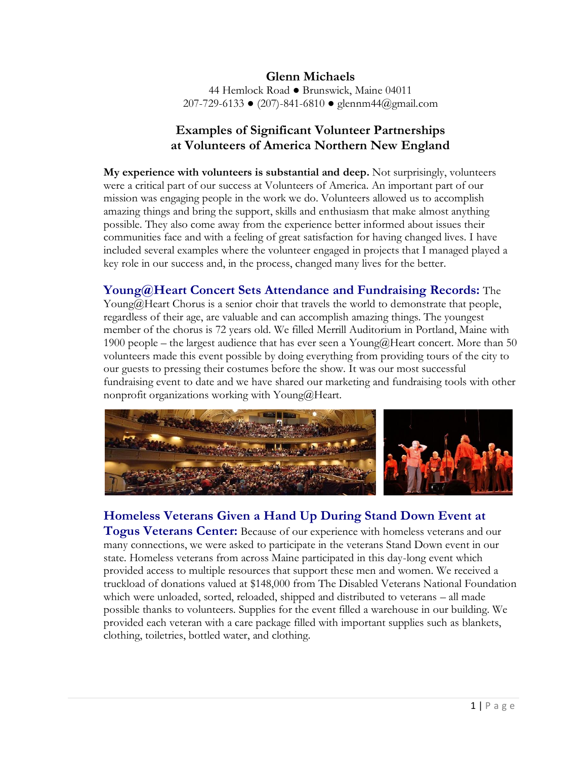**Glenn Michaels**
44 Hemlock Road ● Brunswick, Maine 04011
207-729-6133 ● (207)-841-6810 ● glennm44@gmail.com

## Examples of Significant Volunteer Partnerships at Volunteers of America Northern New England

**My experience with volunteers is substantial and deep.** Not surprisingly, volunteers were a critical part of our success at Volunteers of America. An important part of our mission was engaging people in the work we do. Volunteers allowed us to accomplish amazing things and bring the support, skills and enthusiasm that make almost anything possible. They also come away from the experience better informed about issues their communities face and with a feeling of great satisfaction for having changed lives. I have included several examples where the volunteer engaged in projects that I managed played a key role in our success and, in the process, changed many lives for the better.

**Young@Heart Concert Sets Attendance and Fundraising Records:** The Young@Heart Chorus is a senior choir that travels the world to demonstrate that people, regardless of their age, are valuable and can accomplish amazing things. The youngest member of the chorus is 72 years old. We filled Merrill Auditorium in Portland, Maine with 1900 people – the largest audience that has ever seen a Young@Heart concert. More than 50 volunteers made this event possible by doing everything from providing tours of the city to our guests to pressing their costumes before the show. It was our most successful fundraising event to date and we have shared our marketing and fundraising tools with other nonprofit organizations working with Young@Heart.

**Homeless Veterans Given a Hand Up During Stand Down Event at Togus Veterans Center:** Because of our experience with homeless veterans and our many connections, we were asked to participate in the veterans Stand Down event in our state. Homeless veterans from across Maine participated in this day-long event which provided access to multiple resources that support these men and women. We received a truckload of donations valued at $148,000 from The Disabled Veterans National Foundation which were unloaded, sorted, reloaded, shipped and distributed to veterans – all made possible thanks to volunteers. Supplies for the event filled a warehouse in our building. We provided each veteran with a care package filled with important supplies such as blankets, clothing, toiletries, bottled water, and clothing.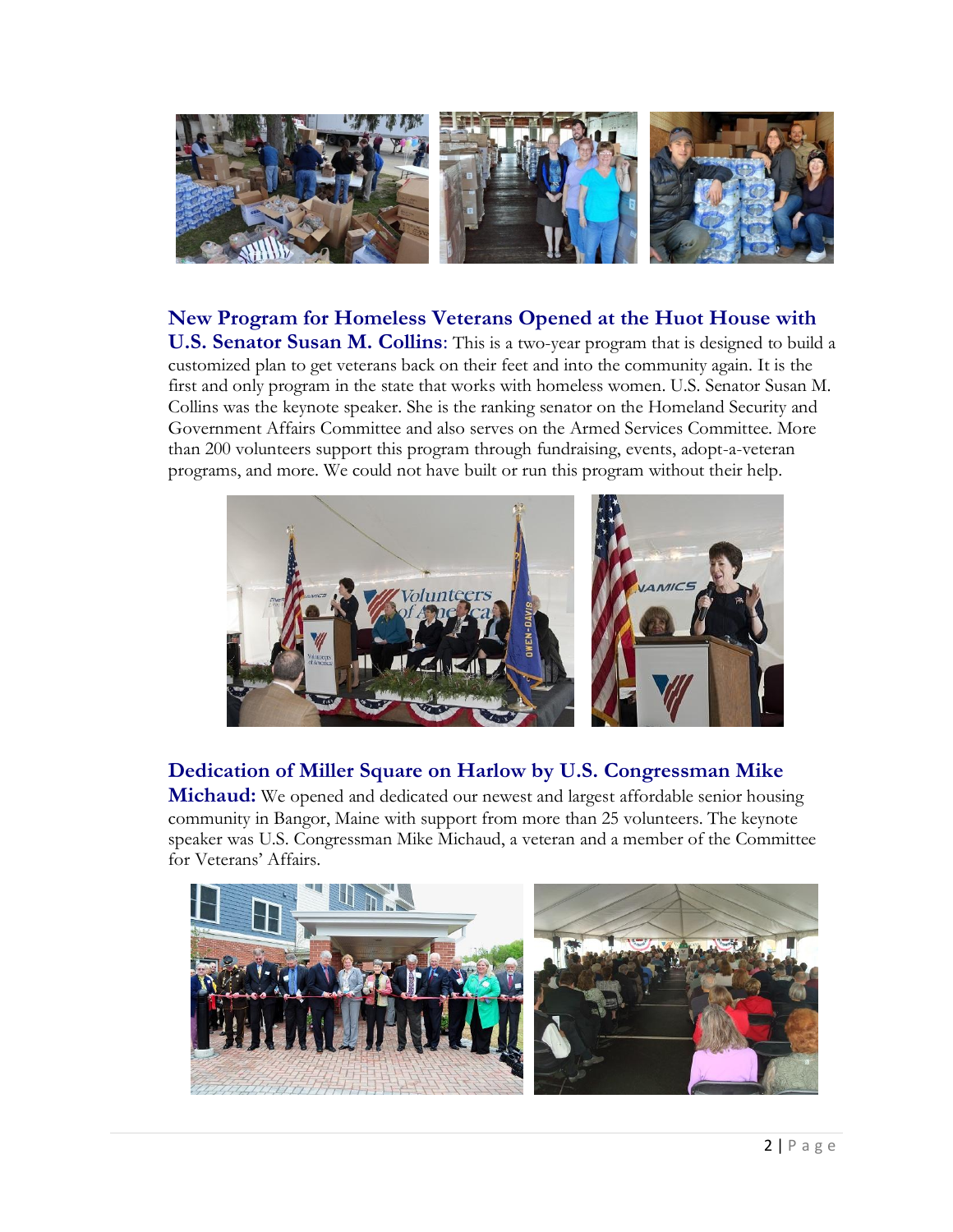**New Program for Homeless Veterans Opened at the Huot House with U.S. Senator Susan M. Collins**: This is a two-year program that is designed to build a customized plan to get veterans back on their feet and into the community again. It is the first and only program in the state that works with homeless women. U.S. Senator Susan M. Collins was the keynote speaker. She is the ranking senator on the Homeland Security and Government Affairs Committee and also serves on the Armed Services Committee. More than 200 volunteers support this program through fundraising, events, adopt-a-veteran programs, and more. We could not have built or run this program without their help.

**Dedication of Miller Square on Harlow by U.S. Congressman Mike Michaud:** We opened and dedicated our newest and largest affordable senior housing community in Bangor, Maine with support from more than 25 volunteers. The keynote speaker was U.S. Congressman Mike Michaud, a veteran and a member of the Committee for Veterans' Affairs.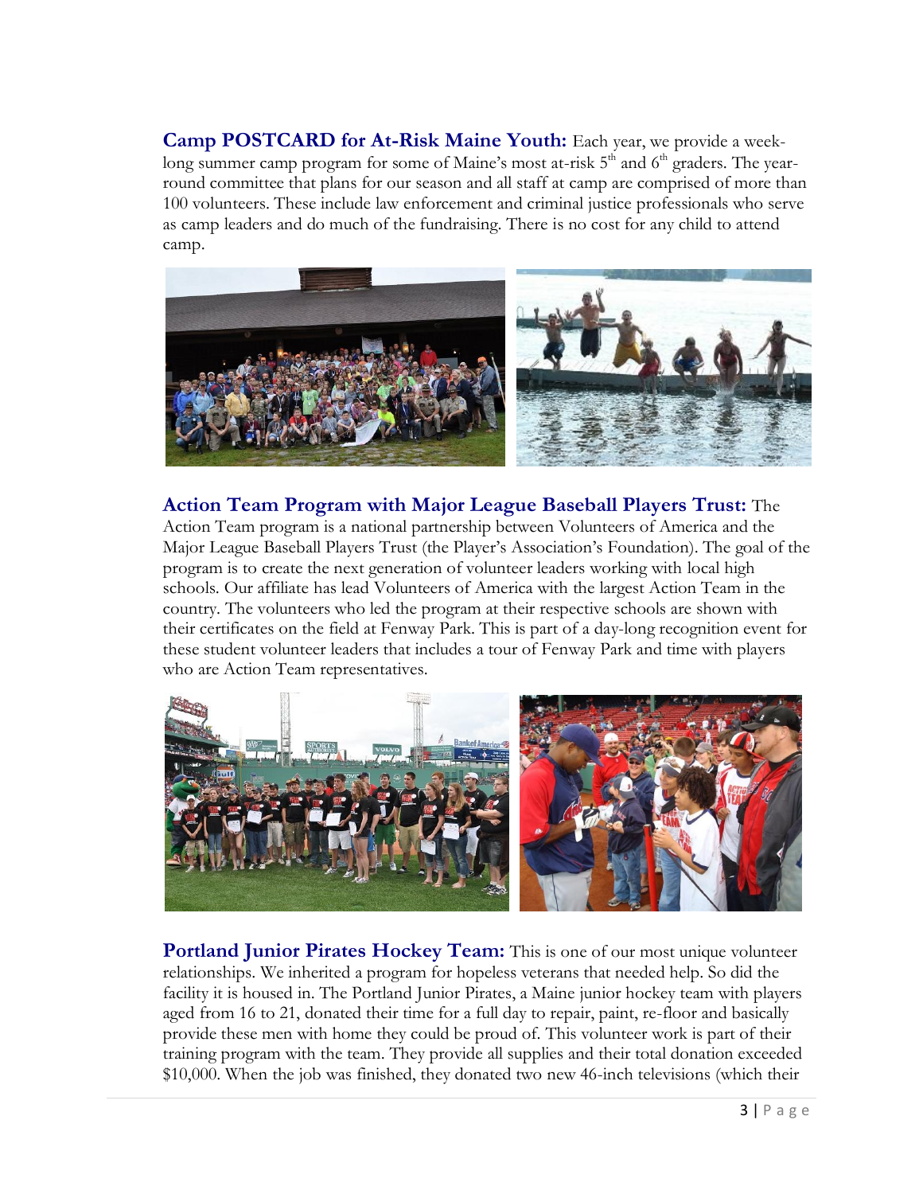**Camp POSTCARD for At-Risk Maine Youth:** Each year, we provide a week-long summer camp program for some of Maine's most at-risk 5th and 6th graders. The year-round committee that plans for our season and all staff at camp are comprised of more than 100 volunteers. These include law enforcement and criminal justice professionals who serve as camp leaders and do much of the fundraising. There is no cost for any child to attend camp.

**Action Team Program with Major League Baseball Players Trust:** The Action Team program is a national partnership between Volunteers of America and the Major League Baseball Players Trust (the Player's Association's Foundation). The goal of the program is to create the next generation of volunteer leaders working with local high schools. Our affiliate has lead Volunteers of America with the largest Action Team in the country. The volunteers who led the program at their respective schools are shown with their certificates on the field at Fenway Park. This is part of a day-long recognition event for these student volunteer leaders that includes a tour of Fenway Park and time with players who are Action Team representatives.

**Portland Junior Pirates Hockey Team:** This is one of our most unique volunteer relationships. We inherited a program for hopeless veterans that needed help. So did the facility it is housed in. The Portland Junior Pirates, a Maine junior hockey team with players aged from 16 to 21, donated their time for a full day to repair, paint, re-floor and basically provide these men with home they could be proud of. This volunteer work is part of their training program with the team. They provide all supplies and their total donation exceeded $10,000. When the job was finished, they donated two new 46-inch televisions (which their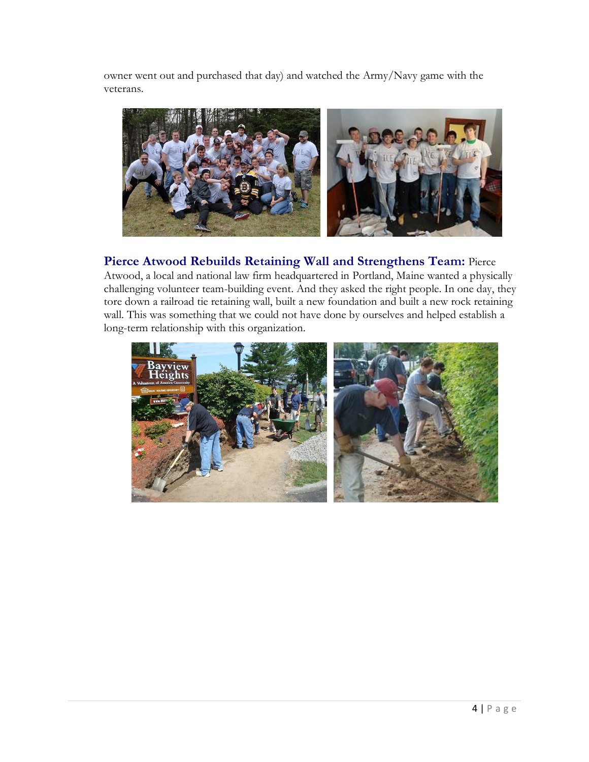owner went out and purchased that day) and watched the Army/Navy game with the veterans.

**Pierce Atwood Rebuilds Retaining Wall and Strengthens Team:** Pierce Atwood, a local and national law firm headquartered in Portland, Maine wanted a physically challenging volunteer team-building event. And they asked the right people. In one day, they tore down a railroad tie retaining wall, built a new foundation and built a new rock retaining wall. This was something that we could not have done by ourselves and helped establish a long-term relationship with this organization.